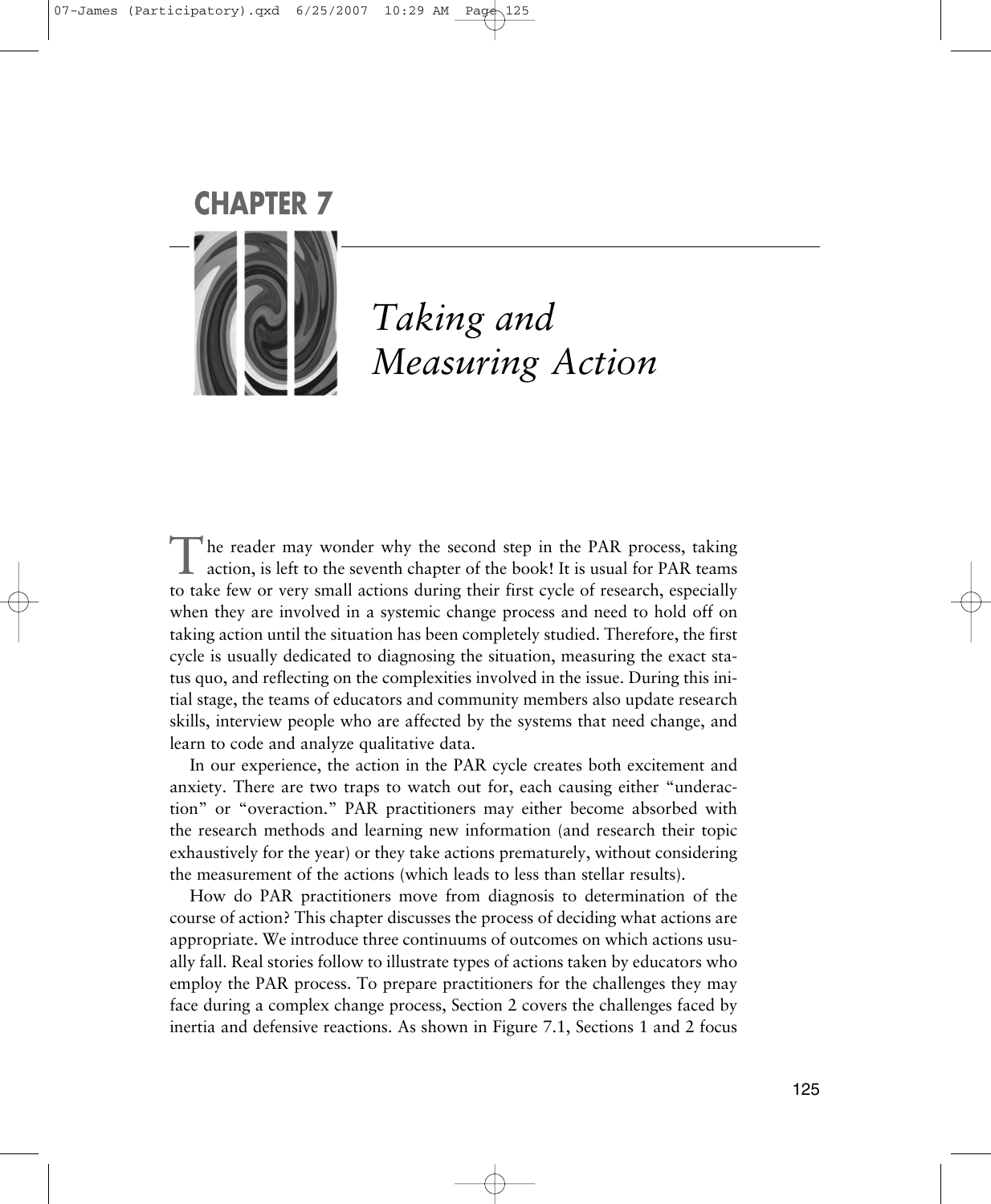# CHAPTER 7

## *Taking and Measuring Action*

The reader may wonder why the second step in the PAR process, taking action, is left to the seventh chapter of the book! It is usual for PAR teams to take few or very small actions during their first cycle of research, especially when they are involved in a systemic change process and need to hold off on taking action until the situation has been completely studied. Therefore, the first cycle is usually dedicated to diagnosing the situation, measuring the exact status quo, and reflecting on the complexities involved in the issue. During this initial stage, the teams of educators and community members also update research skills, interview people who are affected by the systems that need change, and learn to code and analyze qualitative data.

In our experience, the action in the PAR cycle creates both excitement and anxiety. There are two traps to watch out for, each causing either "underaction" or "overaction." PAR practitioners may either become absorbed with the research methods and learning new information (and research their topic exhaustively for the year) or they take actions prematurely, without considering the measurement of the actions (which leads to less than stellar results).

How do PAR practitioners move from diagnosis to determination of the course of action? This chapter discusses the process of deciding what actions are appropriate. We introduce three continuums of outcomes on which actions usually fall. Real stories follow to illustrate types of actions taken by educators who employ the PAR process. To prepare practitioners for the challenges they may face during a complex change process, Section 2 covers the challenges faced by inertia and defensive reactions. As shown in Figure 7.1, Sections 1 and 2 focus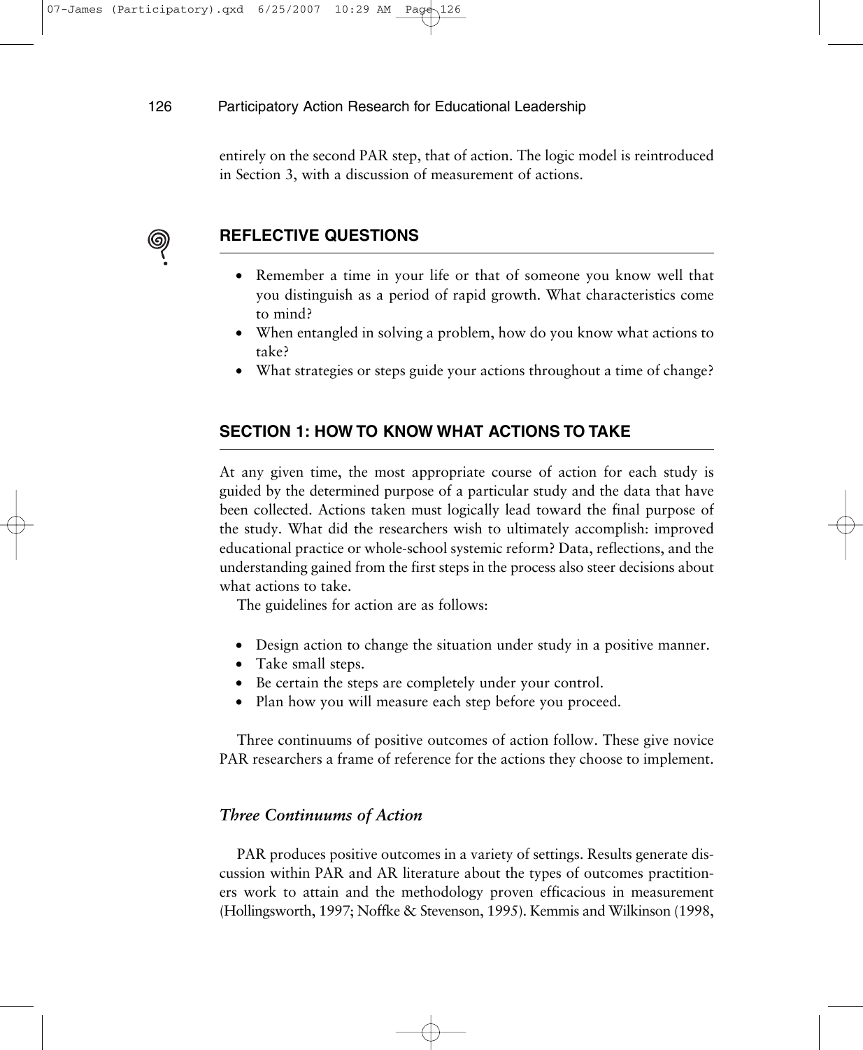entirely on the second PAR step, that of action. The logic model is reintroduced in Section 3, with a discussion of measurement of actions.

## REFLECTIVE QUESTIONS

- Remember a time in your life or that of someone you know well that you distinguish as a period of rapid growth. What characteristics come to mind?
- When entangled in solving a problem, how do you know what actions to take?
- What strategies or steps guide your actions throughout a time of change?

## SECTION 1: HOW TO KNOW WHAT ACTIONS TO TAKE

At any given time, the most appropriate course of action for each study is guided by the determined purpose of a particular study and the data that have been collected. Actions taken must logically lead toward the final purpose of the study. What did the researchers wish to ultimately accomplish: improved educational practice or whole-school systemic reform? Data, reflections, and the understanding gained from the first steps in the process also steer decisions about what actions to take.

The guidelines for action are as follows:

- Design action to change the situation under study in a positive manner.
- Take small steps.
- Be certain the steps are completely under your control.
- Plan how you will measure each step before you proceed.

Three continuums of positive outcomes of action follow. These give novice PAR researchers a frame of reference for the actions they choose to implement.

### *Three Continuums of Action*

PAR produces positive outcomes in a variety of settings. Results generate discussion within PAR and AR literature about the types of outcomes practitioners work to attain and the methodology proven efficacious in measurement (Hollingsworth, 1997; Noffke & Stevenson, 1995). Kemmis and Wilkinson (1998,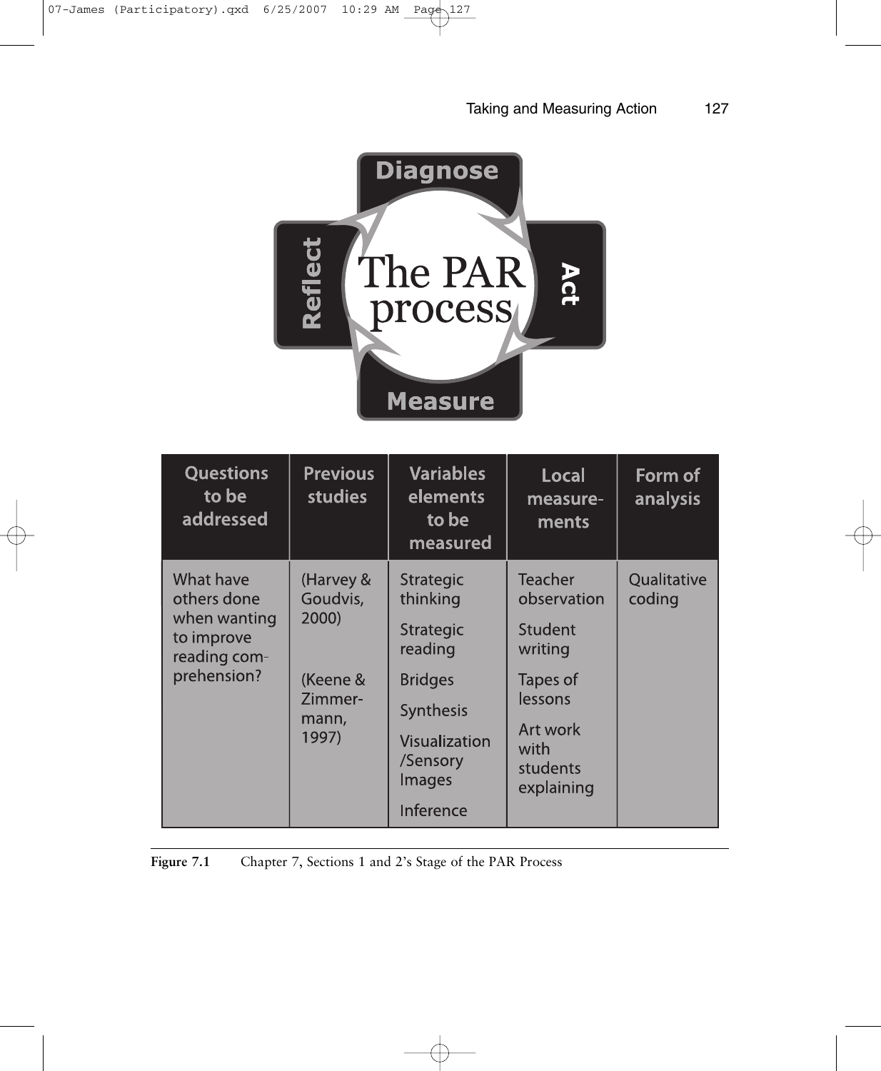Diagnose

Reflect

The PAR process

Act

Measure

| Questions to be addressed | Previous studies | Variables elements to be measured | Local measurements | Form of analysis |
| --- | --- | --- | --- | --- |
| What have others done when wanting to improve reading comprehension? | (Harvey & Goudvis, 2000)<br><br>(Keene & Zimmermann, 1997) | Strategic thinking<br>Strategic reading<br>Bridges<br>Synthesis<br>Visualization /Sensory Images<br>Inference | Teacher observation<br>Student writing<br>Tapes of lessons<br>Art work with students explaining | Qualitative coding |

**Figure 7.1** Chapter 7, Sections 1 and 2's Stage of the PAR Process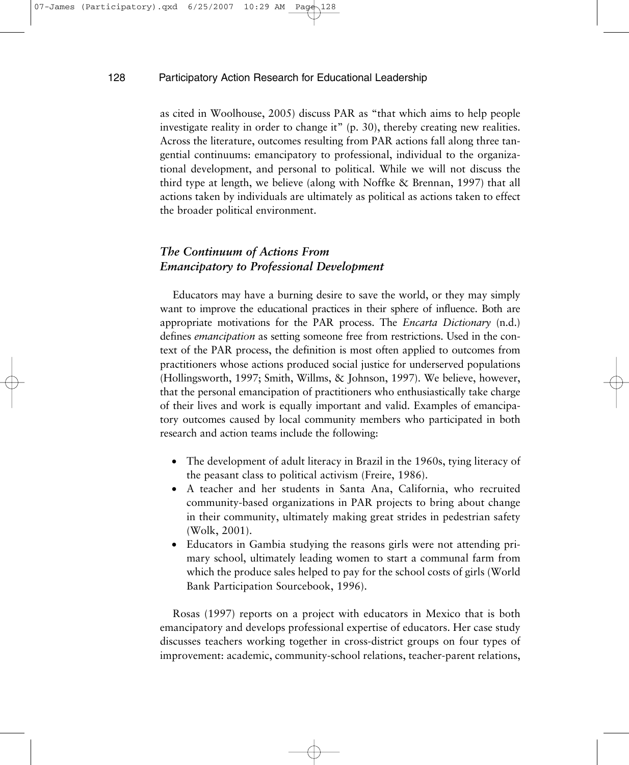as cited in Woolhouse, 2005) discuss PAR as "that which aims to help people investigate reality in order to change it" (p. 30), thereby creating new realities. Across the literature, outcomes resulting from PAR actions fall along three tangential continuums: emancipatory to professional, individual to the organizational development, and personal to political. While we will not discuss the third type at length, we believe (along with Noffke & Brennan, 1997) that all actions taken by individuals are ultimately as political as actions taken to effect the broader political environment.

### *The Continuum of Actions From Emancipatory to Professional Development*

Educators may have a burning desire to save the world, or they may simply want to improve the educational practices in their sphere of influence. Both are appropriate motivations for the PAR process. The *Encarta Dictionary* (n.d.) defines *emancipation* as setting someone free from restrictions. Used in the context of the PAR process, the definition is most often applied to outcomes from practitioners whose actions produced social justice for underserved populations (Hollingsworth, 1997; Smith, Willms, & Johnson, 1997). We believe, however, that the personal emancipation of practitioners who enthusiastically take charge of their lives and work is equally important and valid. Examples of emancipatory outcomes caused by local community members who participated in both research and action teams include the following:

- The development of adult literacy in Brazil in the 1960s, tying literacy of the peasant class to political activism (Freire, 1986).
- A teacher and her students in Santa Ana, California, who recruited community-based organizations in PAR projects to bring about change in their community, ultimately making great strides in pedestrian safety (Wolk, 2001).
- Educators in Gambia studying the reasons girls were not attending primary school, ultimately leading women to start a communal farm from which the produce sales helped to pay for the school costs of girls (World Bank Participation Sourcebook, 1996).

Rosas (1997) reports on a project with educators in Mexico that is both emancipatory and develops professional expertise of educators. Her case study discusses teachers working together in cross-district groups on four types of improvement: academic, community-school relations, teacher-parent relations,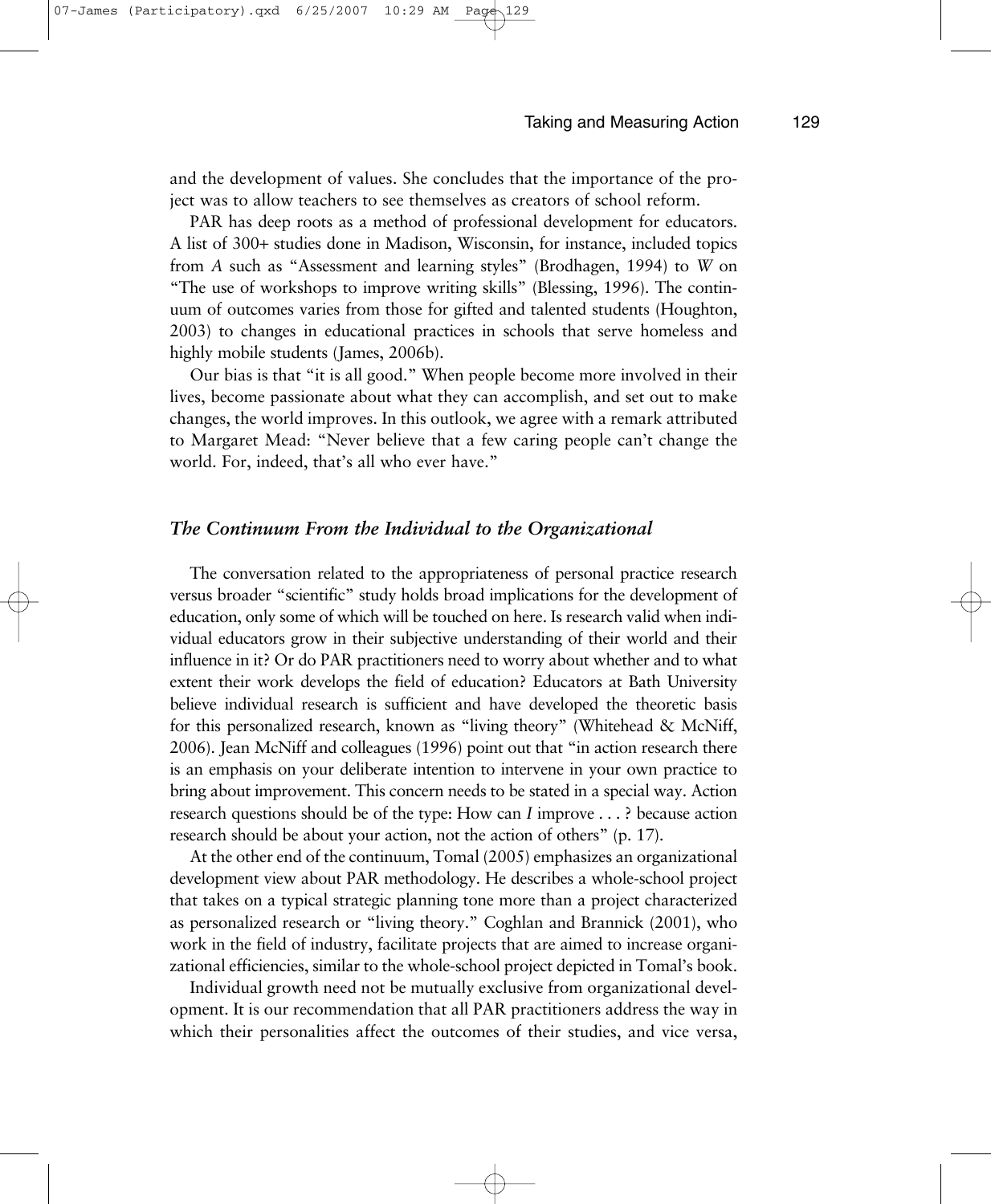and the development of values. She concludes that the importance of the project was to allow teachers to see themselves as creators of school reform.

PAR has deep roots as a method of professional development for educators. A list of 300+ studies done in Madison, Wisconsin, for instance, included topics from *A* such as "Assessment and learning styles" (Brodhagen, 1994) to *W* on "The use of workshops to improve writing skills" (Blessing, 1996). The continuum of outcomes varies from those for gifted and talented students (Houghton, 2003) to changes in educational practices in schools that serve homeless and highly mobile students (James, 2006b).

Our bias is that "it is all good." When people become more involved in their lives, become passionate about what they can accomplish, and set out to make changes, the world improves. In this outlook, we agree with a remark attributed to Margaret Mead: "Never believe that a few caring people can't change the world. For, indeed, that's all who ever have."

### *The Continuum From the Individual to the Organizational*

The conversation related to the appropriateness of personal practice research versus broader "scientific" study holds broad implications for the development of education, only some of which will be touched on here. Is research valid when individual educators grow in their subjective understanding of their world and their influence in it? Or do PAR practitioners need to worry about whether and to what extent their work develops the field of education? Educators at Bath University believe individual research is sufficient and have developed the theoretic basis for this personalized research, known as "living theory" (Whitehead & McNiff, 2006). Jean McNiff and colleagues (1996) point out that "in action research there is an emphasis on your deliberate intention to intervene in your own practice to bring about improvement. This concern needs to be stated in a special way. Action research questions should be of the type: How can *I* improve . . . ? because action research should be about your action, not the action of others" (p. 17).

At the other end of the continuum, Tomal (2005) emphasizes an organizational development view about PAR methodology. He describes a whole-school project that takes on a typical strategic planning tone more than a project characterized as personalized research or "living theory." Coghlan and Brannick (2001), who work in the field of industry, facilitate projects that are aimed to increase organizational efficiencies, similar to the whole-school project depicted in Tomal's book.

Individual growth need not be mutually exclusive from organizational development. It is our recommendation that all PAR practitioners address the way in which their personalities affect the outcomes of their studies, and vice versa,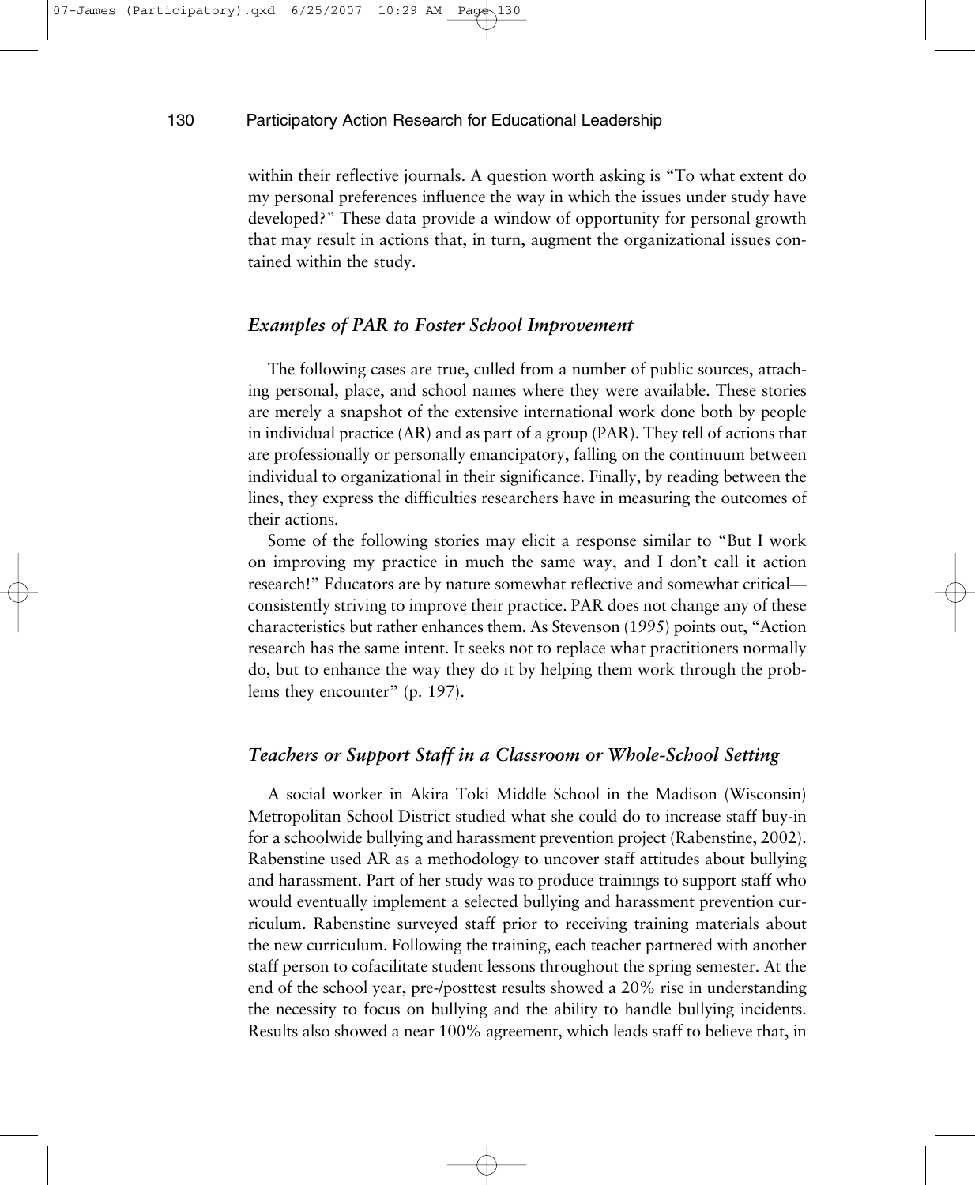within their reflective journals. A question worth asking is "To what extent do my personal preferences influence the way in which the issues under study have developed?" These data provide a window of opportunity for personal growth that may result in actions that, in turn, augment the organizational issues contained within the study.

### *Examples of PAR to Foster School Improvement*

The following cases are true, culled from a number of public sources, attaching personal, place, and school names where they were available. These stories are merely a snapshot of the extensive international work done both by people in individual practice (AR) and as part of a group (PAR). They tell of actions that are professionally or personally emancipatory, falling on the continuum between individual to organizational in their significance. Finally, by reading between the lines, they express the difficulties researchers have in measuring the outcomes of their actions.

Some of the following stories may elicit a response similar to "But I work on improving my practice in much the same way, and I don't call it action research!" Educators are by nature somewhat reflective and somewhat critical—consistently striving to improve their practice. PAR does not change any of these characteristics but rather enhances them. As Stevenson (1995) points out, "Action research has the same intent. It seeks not to replace what practitioners normally do, but to enhance the way they do it by helping them work through the problems they encounter" (p. 197).

### *Teachers or Support Staff in a Classroom or Whole-School Setting*

A social worker in Akira Toki Middle School in the Madison (Wisconsin) Metropolitan School District studied what she could do to increase staff buy-in for a schoolwide bullying and harassment prevention project (Rabenstine, 2002). Rabenstine used AR as a methodology to uncover staff attitudes about bullying and harassment. Part of her study was to produce trainings to support staff who would eventually implement a selected bullying and harassment prevention curriculum. Rabenstine surveyed staff prior to receiving training materials about the new curriculum. Following the training, each teacher partnered with another staff person to cofacilitate student lessons throughout the spring semester. At the end of the school year, pre-/posttest results showed a 20% rise in understanding the necessity to focus on bullying and the ability to handle bullying incidents. Results also showed a near 100% agreement, which leads staff to believe that, in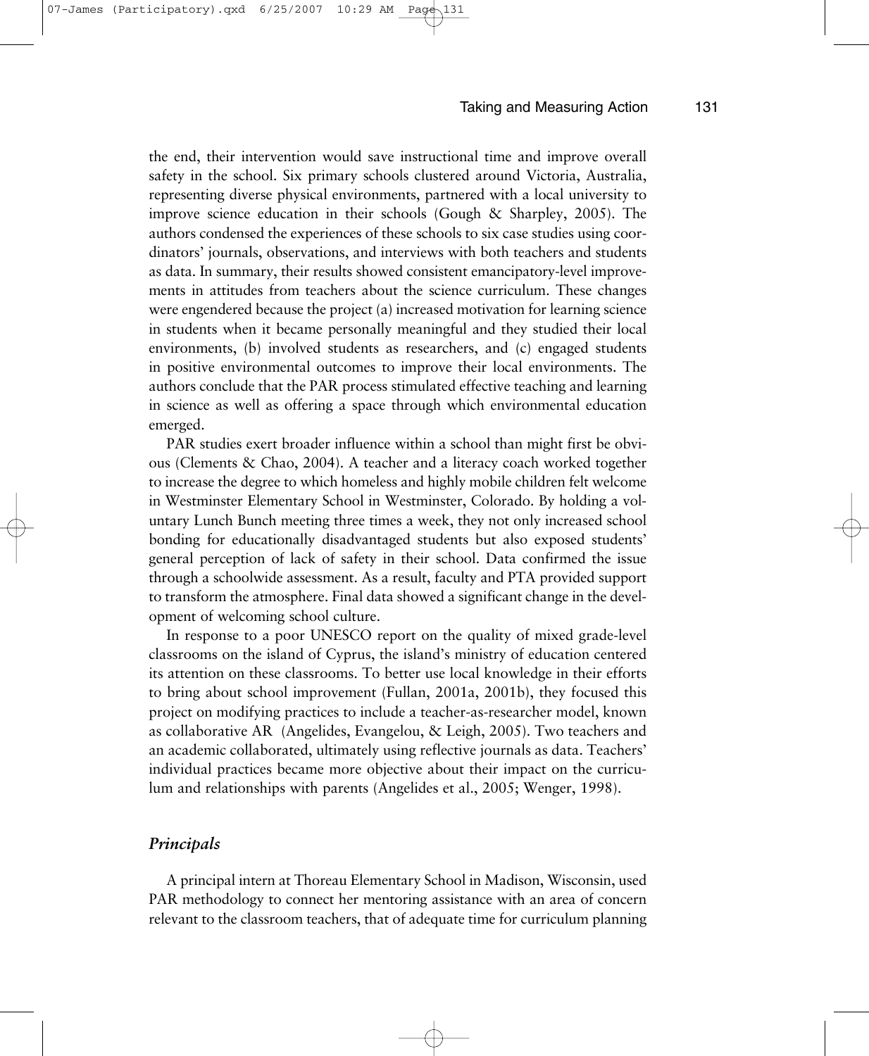the end, their intervention would save instructional time and improve overall safety in the school. Six primary schools clustered around Victoria, Australia, representing diverse physical environments, partnered with a local university to improve science education in their schools (Gough & Sharpley, 2005). The authors condensed the experiences of these schools to six case studies using coordinators' journals, observations, and interviews with both teachers and students as data. In summary, their results showed consistent emancipatory-level improvements in attitudes from teachers about the science curriculum. These changes were engendered because the project (a) increased motivation for learning science in students when it became personally meaningful and they studied their local environments, (b) involved students as researchers, and (c) engaged students in positive environmental outcomes to improve their local environments. The authors conclude that the PAR process stimulated effective teaching and learning in science as well as offering a space through which environmental education emerged.

PAR studies exert broader influence within a school than might first be obvious (Clements & Chao, 2004). A teacher and a literacy coach worked together to increase the degree to which homeless and highly mobile children felt welcome in Westminster Elementary School in Westminster, Colorado. By holding a voluntary Lunch Bunch meeting three times a week, they not only increased school bonding for educationally disadvantaged students but also exposed students' general perception of lack of safety in their school. Data confirmed the issue through a schoolwide assessment. As a result, faculty and PTA provided support to transform the atmosphere. Final data showed a significant change in the development of welcoming school culture.

In response to a poor UNESCO report on the quality of mixed grade-level classrooms on the island of Cyprus, the island's ministry of education centered its attention on these classrooms. To better use local knowledge in their efforts to bring about school improvement (Fullan, 2001a, 2001b), they focused this project on modifying practices to include a teacher-as-researcher model, known as collaborative AR (Angelides, Evangelou, & Leigh, 2005). Two teachers and an academic collaborated, ultimately using reflective journals as data. Teachers' individual practices became more objective about their impact on the curriculum and relationships with parents (Angelides et al., 2005; Wenger, 1998).

### *Principals*

A principal intern at Thoreau Elementary School in Madison, Wisconsin, used PAR methodology to connect her mentoring assistance with an area of concern relevant to the classroom teachers, that of adequate time for curriculum planning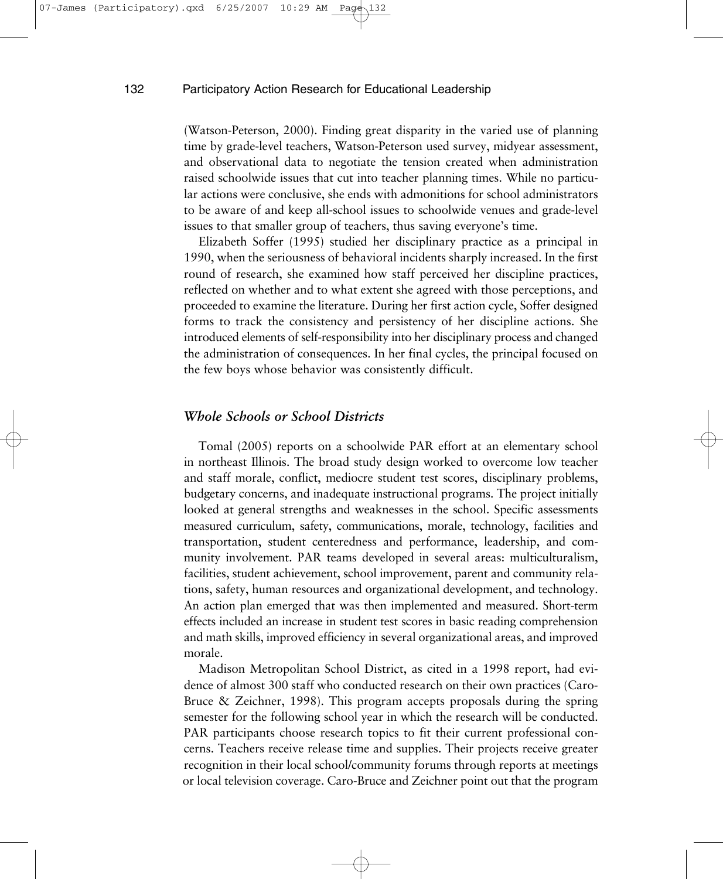(Watson-Peterson, 2000). Finding great disparity in the varied use of planning time by grade-level teachers, Watson-Peterson used survey, midyear assessment, and observational data to negotiate the tension created when administration raised schoolwide issues that cut into teacher planning times. While no particular actions were conclusive, she ends with admonitions for school administrators to be aware of and keep all-school issues to schoolwide venues and grade-level issues to that smaller group of teachers, thus saving everyone's time.

Elizabeth Soffer (1995) studied her disciplinary practice as a principal in 1990, when the seriousness of behavioral incidents sharply increased. In the first round of research, she examined how staff perceived her discipline practices, reflected on whether and to what extent she agreed with those perceptions, and proceeded to examine the literature. During her first action cycle, Soffer designed forms to track the consistency and persistency of her discipline actions. She introduced elements of self-responsibility into her disciplinary process and changed the administration of consequences. In her final cycles, the principal focused on the few boys whose behavior was consistently difficult.

### *Whole Schools or School Districts*

Tomal (2005) reports on a schoolwide PAR effort at an elementary school in northeast Illinois. The broad study design worked to overcome low teacher and staff morale, conflict, mediocre student test scores, disciplinary problems, budgetary concerns, and inadequate instructional programs. The project initially looked at general strengths and weaknesses in the school. Specific assessments measured curriculum, safety, communications, morale, technology, facilities and transportation, student centeredness and performance, leadership, and community involvement. PAR teams developed in several areas: multiculturalism, facilities, student achievement, school improvement, parent and community relations, safety, human resources and organizational development, and technology. An action plan emerged that was then implemented and measured. Short-term effects included an increase in student test scores in basic reading comprehension and math skills, improved efficiency in several organizational areas, and improved morale.

Madison Metropolitan School District, as cited in a 1998 report, had evidence of almost 300 staff who conducted research on their own practices (Caro-Bruce & Zeichner, 1998). This program accepts proposals during the spring semester for the following school year in which the research will be conducted. PAR participants choose research topics to fit their current professional concerns. Teachers receive release time and supplies. Their projects receive greater recognition in their local school/community forums through reports at meetings or local television coverage. Caro-Bruce and Zeichner point out that the program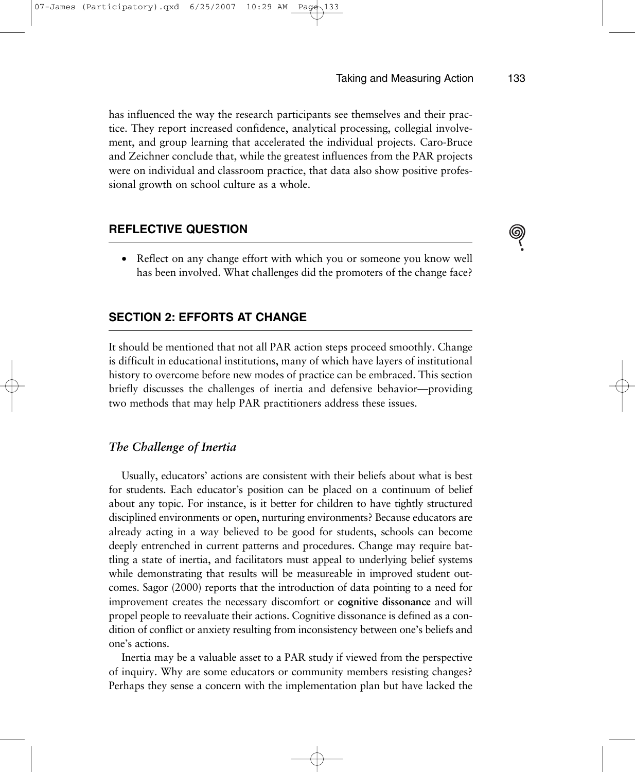has influenced the way the research participants see themselves and their practice. They report increased confidence, analytical processing, collegial involvement, and group learning that accelerated the individual projects. Caro-Bruce and Zeichner conclude that, while the greatest influences from the PAR projects were on individual and classroom practice, that data also show positive professional growth on school culture as a whole.

## REFLECTIVE QUESTION

- Reflect on any change effort with which you or someone you know well has been involved. What challenges did the promoters of the change face?

## SECTION 2: EFFORTS AT CHANGE

It should be mentioned that not all PAR action steps proceed smoothly. Change is difficult in educational institutions, many of which have layers of institutional history to overcome before new modes of practice can be embraced. This section briefly discusses the challenges of inertia and defensive behavior—providing two methods that may help PAR practitioners address these issues.

### *The Challenge of Inertia*

Usually, educators' actions are consistent with their beliefs about what is best for students. Each educator's position can be placed on a continuum of belief about any topic. For instance, is it better for children to have tightly structured disciplined environments or open, nurturing environments? Because educators are already acting in a way believed to be good for students, schools can become deeply entrenched in current patterns and procedures. Change may require battling a state of inertia, and facilitators must appeal to underlying belief systems while demonstrating that results will be measureable in improved student outcomes. Sagor (2000) reports that the introduction of data pointing to a need for improvement creates the necessary discomfort or **cognitive dissonance** and will propel people to reevaluate their actions. Cognitive dissonance is defined as a condition of conflict or anxiety resulting from inconsistency between one's beliefs and one's actions.

Inertia may be a valuable asset to a PAR study if viewed from the perspective of inquiry. Why are some educators or community members resisting changes? Perhaps they sense a concern with the implementation plan but have lacked the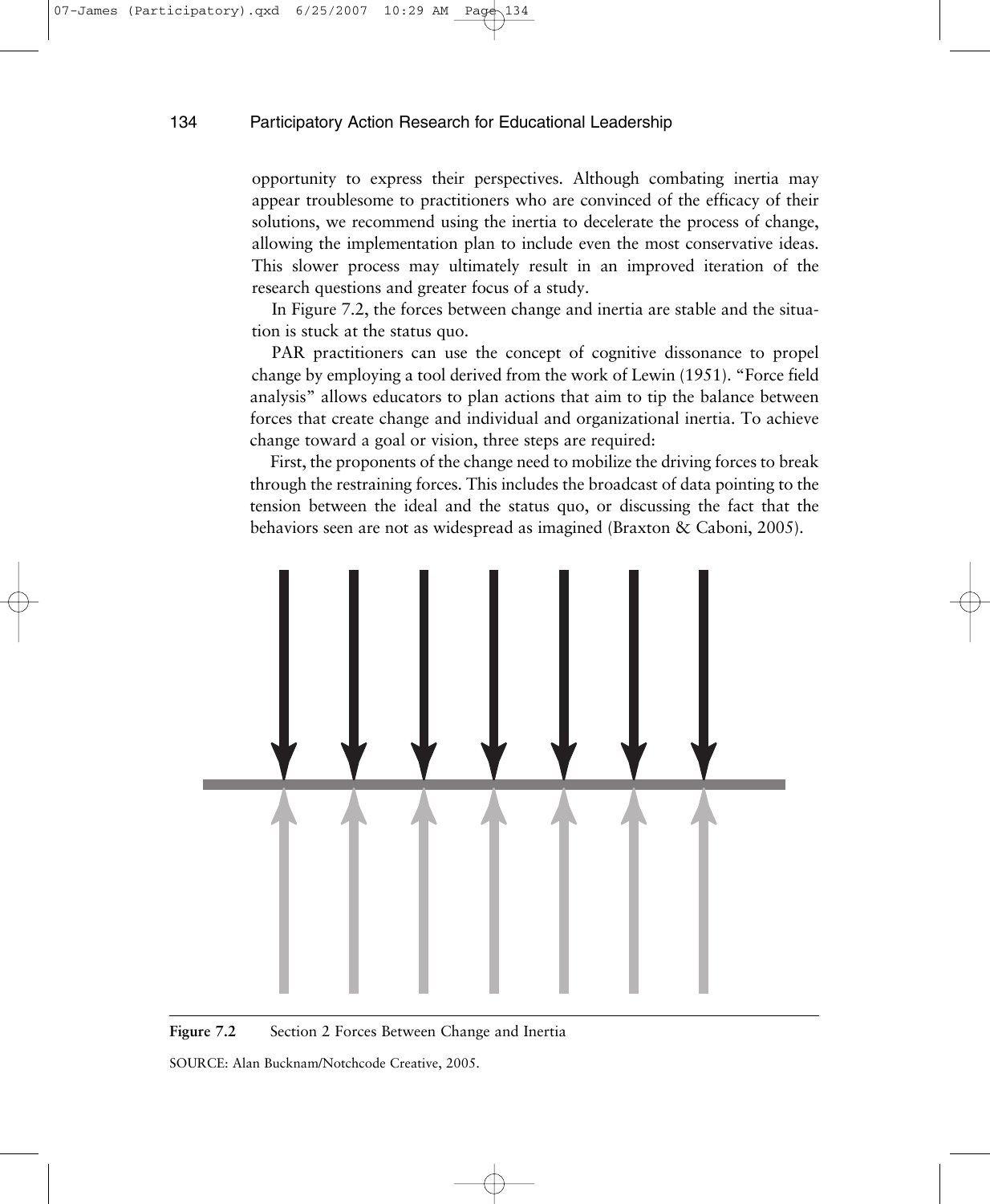opportunity to express their perspectives. Although combating inertia may appear troublesome to practitioners who are convinced of the efficacy of their solutions, we recommend using the inertia to decelerate the process of change, allowing the implementation plan to include even the most conservative ideas. This slower process may ultimately result in an improved iteration of the research questions and greater focus of a study.

In Figure 7.2, the forces between change and inertia are stable and the situation is stuck at the status quo.

PAR practitioners can use the concept of cognitive dissonance to propel change by employing a tool derived from the work of Lewin (1951). "Force field analysis" allows educators to plan actions that aim to tip the balance between forces that create change and individual and organizational inertia. To achieve change toward a goal or vision, three steps are required:

First, the proponents of the change need to mobilize the driving forces to break through the restraining forces. This includes the broadcast of data pointing to the tension between the ideal and the status quo, or discussing the fact that the behaviors seen are not as widespread as imagined (Braxton & Caboni, 2005).

**Figure 7.2** Section 2 Forces Between Change and Inertia

SOURCE: Alan Bucknam/Notchcode Creative, 2005.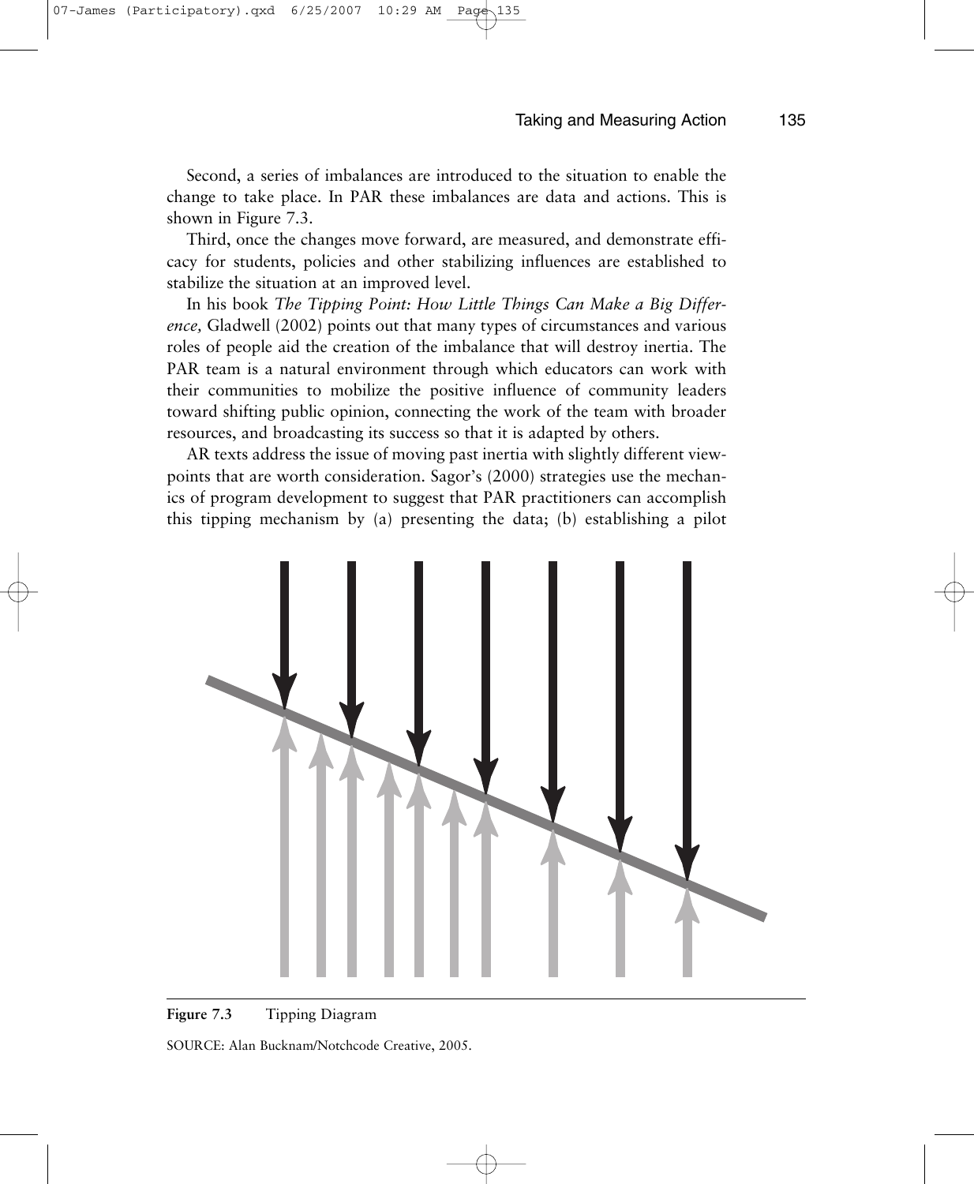Second, a series of imbalances are introduced to the situation to enable the change to take place. In PAR these imbalances are data and actions. This is shown in Figure 7.3.

Third, once the changes move forward, are measured, and demonstrate efficacy for students, policies and other stabilizing influences are established to stabilize the situation at an improved level.

In his book *The Tipping Point: How Little Things Can Make a Big Difference,* Gladwell (2002) points out that many types of circumstances and various roles of people aid the creation of the imbalance that will destroy inertia. The PAR team is a natural environment through which educators can work with their communities to mobilize the positive influence of community leaders toward shifting public opinion, connecting the work of the team with broader resources, and broadcasting its success so that it is adapted by others.

AR texts address the issue of moving past inertia with slightly different viewpoints that are worth consideration. Sagor's (2000) strategies use the mechanics of program development to suggest that PAR practitioners can accomplish this tipping mechanism by (a) presenting the data; (b) establishing a pilot

**Figure 7.3** Tipping Diagram

SOURCE: Alan Bucknam/Notchcode Creative, 2005.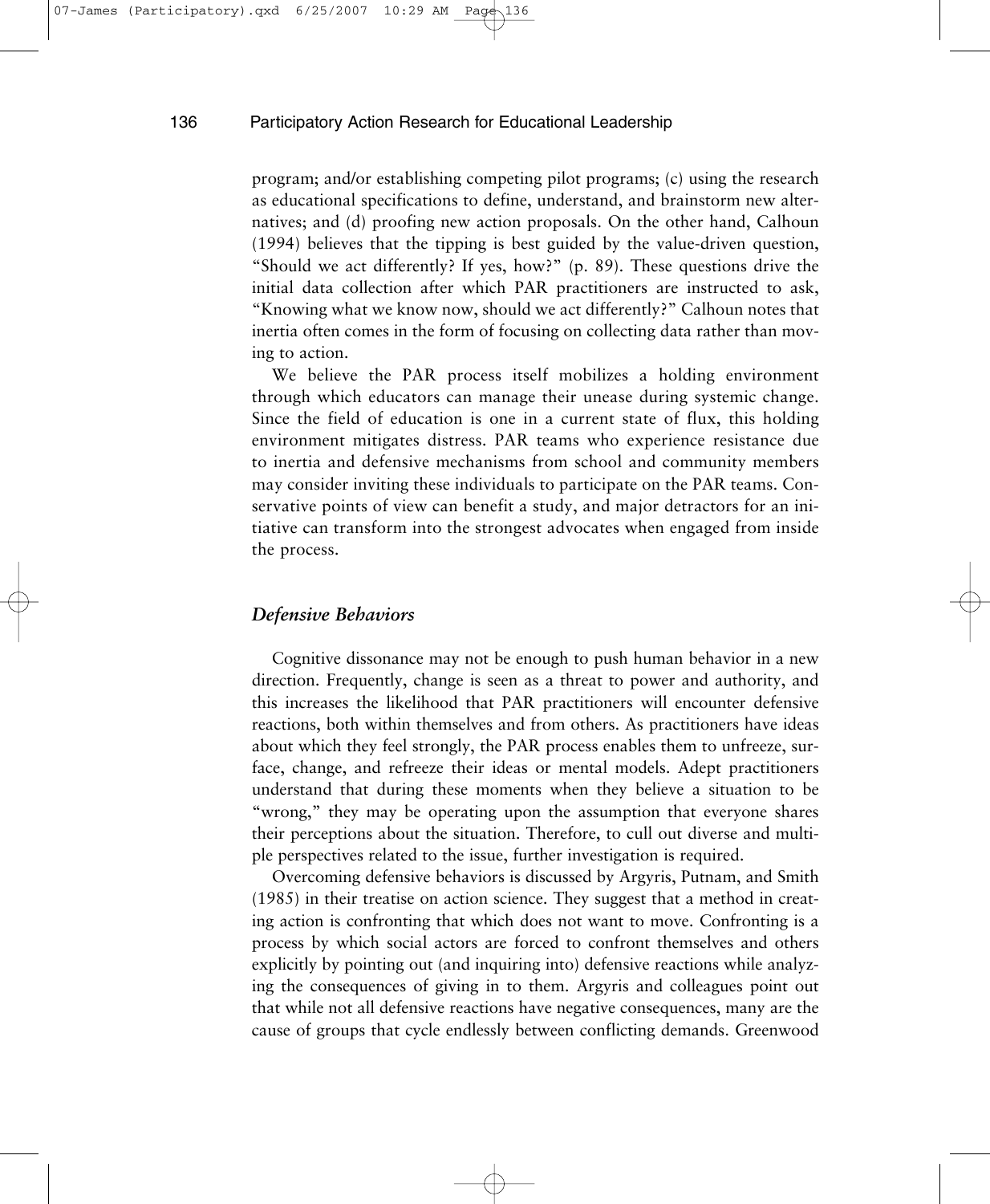program; and/or establishing competing pilot programs; (c) using the research as educational specifications to define, understand, and brainstorm new alternatives; and (d) proofing new action proposals. On the other hand, Calhoun (1994) believes that the tipping is best guided by the value-driven question, "Should we act differently? If yes, how?" (p. 89). These questions drive the initial data collection after which PAR practitioners are instructed to ask, "Knowing what we know now, should we act differently?" Calhoun notes that inertia often comes in the form of focusing on collecting data rather than moving to action.

We believe the PAR process itself mobilizes a holding environment through which educators can manage their unease during systemic change. Since the field of education is one in a current state of flux, this holding environment mitigates distress. PAR teams who experience resistance due to inertia and defensive mechanisms from school and community members may consider inviting these individuals to participate on the PAR teams. Conservative points of view can benefit a study, and major detractors for an initiative can transform into the strongest advocates when engaged from inside the process.

### *Defensive Behaviors*

Cognitive dissonance may not be enough to push human behavior in a new direction. Frequently, change is seen as a threat to power and authority, and this increases the likelihood that PAR practitioners will encounter defensive reactions, both within themselves and from others. As practitioners have ideas about which they feel strongly, the PAR process enables them to unfreeze, surface, change, and refreeze their ideas or mental models. Adept practitioners understand that during these moments when they believe a situation to be "wrong," they may be operating upon the assumption that everyone shares their perceptions about the situation. Therefore, to cull out diverse and multiple perspectives related to the issue, further investigation is required.

Overcoming defensive behaviors is discussed by Argyris, Putnam, and Smith (1985) in their treatise on action science. They suggest that a method in creating action is confronting that which does not want to move. Confronting is a process by which social actors are forced to confront themselves and others explicitly by pointing out (and inquiring into) defensive reactions while analyzing the consequences of giving in to them. Argyris and colleagues point out that while not all defensive reactions have negative consequences, many are the cause of groups that cycle endlessly between conflicting demands. Greenwood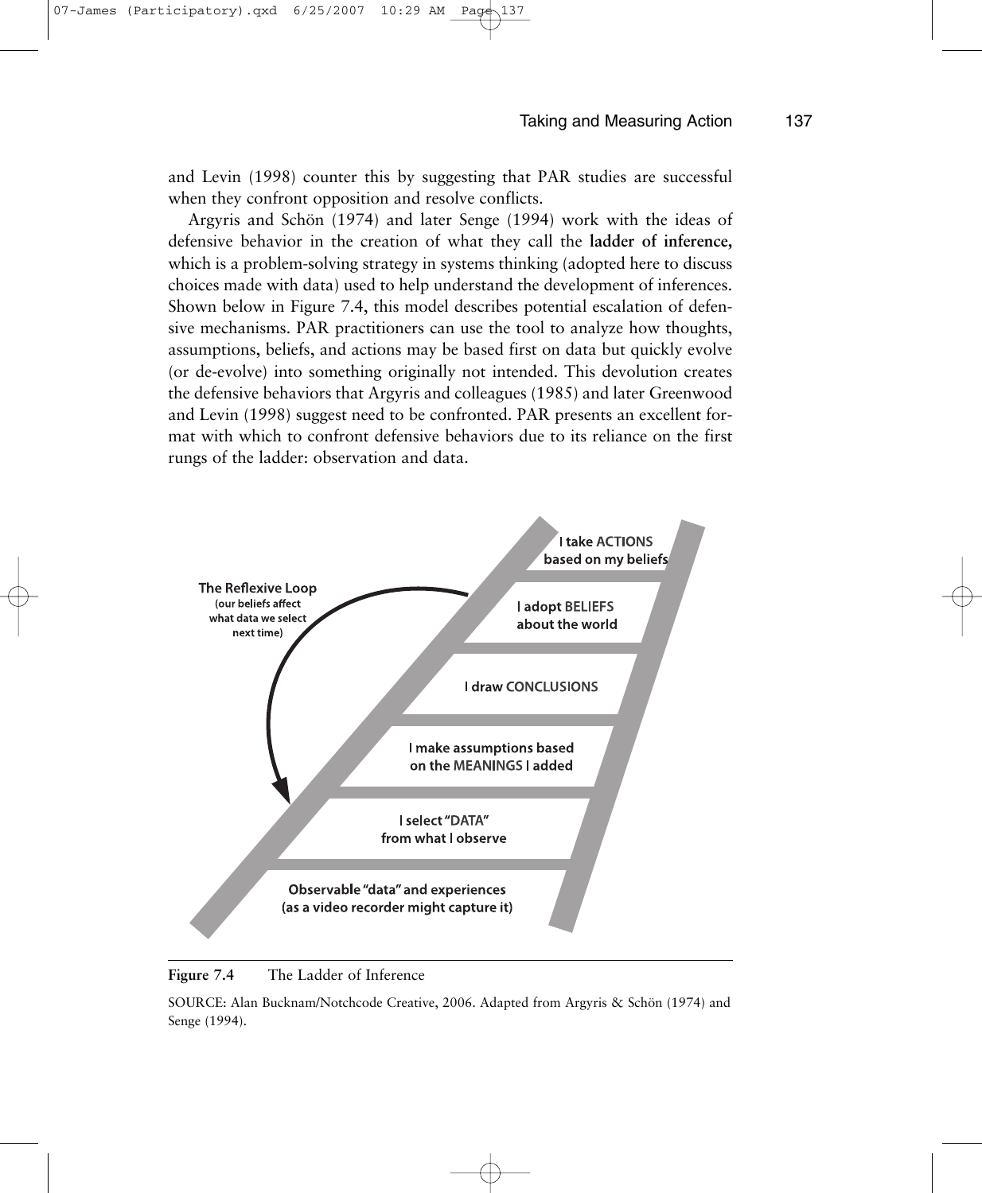and Levin (1998) counter this by suggesting that PAR studies are successful when they confront opposition and resolve conflicts.

Argyris and Schön (1974) and later Senge (1994) work with the ideas of defensive behavior in the creation of what they call the **ladder of inference,** which is a problem-solving strategy in systems thinking (adopted here to discuss choices made with data) used to help understand the development of inferences. Shown below in Figure 7.4, this model describes potential escalation of defensive mechanisms. PAR practitioners can use the tool to analyze how thoughts, assumptions, beliefs, and actions may be based first on data but quickly evolve (or de-evolve) into something originally not intended. This devolution creates the defensive behaviors that Argyris and colleagues (1985) and later Greenwood and Levin (1998) suggest need to be confronted. PAR presents an excellent format with which to confront defensive behaviors due to its reliance on the first rungs of the ladder: observation and data.

**The Reflexive Loop** (our beliefs affect what data we select next time)

- I take ACTIONS based on my beliefs
- I adopt BELIEFS about the world
- I draw CONCLUSIONS
- I make assumptions based on the MEANINGS I added
- I select "DATA" from what I observe
- Observable "data" and experiences (as a video recorder might capture it)

**Figure 7.4** The Ladder of Inference

SOURCE: Alan Bucknam/Notchcode Creative, 2006. Adapted from Argyris & Schön (1974) and Senge (1994).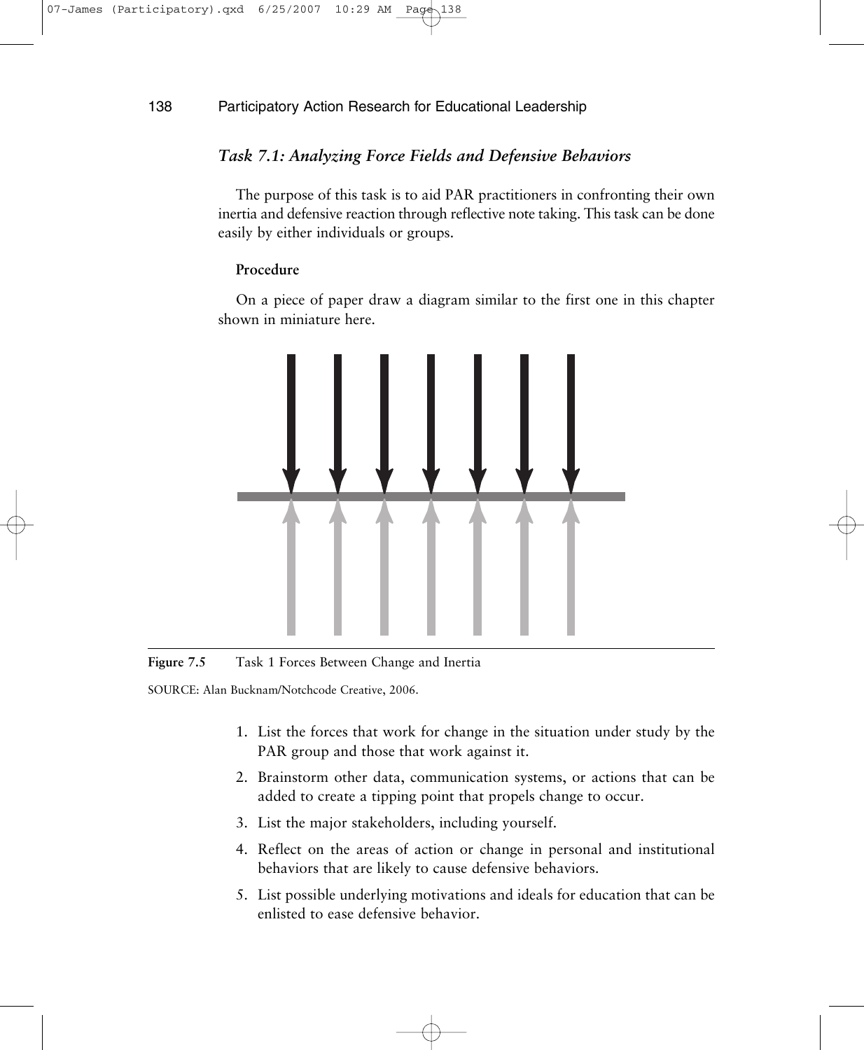### *Task 7.1: Analyzing Force Fields and Defensive Behaviors*

The purpose of this task is to aid PAR practitioners in confronting their own inertia and defensive reaction through reflective note taking. This task can be done easily by either individuals or groups.

**Procedure**

On a piece of paper draw a diagram similar to the first one in this chapter shown in miniature here.

**Figure 7.5** Task 1 Forces Between Change and Inertia

SOURCE: Alan Bucknam/Notchcode Creative, 2006.

1. List the forces that work for change in the situation under study by the PAR group and those that work against it.
2. Brainstorm other data, communication systems, or actions that can be added to create a tipping point that propels change to occur.
3. List the major stakeholders, including yourself.
4. Reflect on the areas of action or change in personal and institutional behaviors that are likely to cause defensive behaviors.
5. List possible underlying motivations and ideals for education that can be enlisted to ease defensive behavior.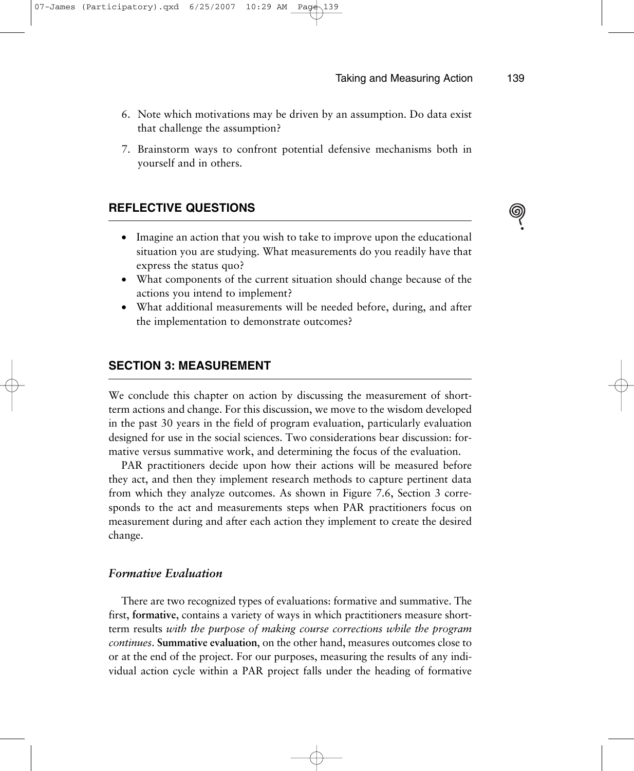6. Note which motivations may be driven by an assumption. Do data exist that challenge the assumption?

7. Brainstorm ways to confront potential defensive mechanisms both in yourself and in others.

## REFLECTIVE QUESTIONS

- Imagine an action that you wish to take to improve upon the educational situation you are studying. What measurements do you readily have that express the status quo?
- What components of the current situation should change because of the actions you intend to implement?
- What additional measurements will be needed before, during, and after the implementation to demonstrate outcomes?

## SECTION 3: MEASUREMENT

We conclude this chapter on action by discussing the measurement of short-term actions and change. For this discussion, we move to the wisdom developed in the past 30 years in the field of program evaluation, particularly evaluation designed for use in the social sciences. Two considerations bear discussion: formative versus summative work, and determining the focus of the evaluation.

PAR practitioners decide upon how their actions will be measured before they act, and then they implement research methods to capture pertinent data from which they analyze outcomes. As shown in Figure 7.6, Section 3 corresponds to the act and measurements steps when PAR practitioners focus on measurement during and after each action they implement to create the desired change.

### *Formative Evaluation*

There are two recognized types of evaluations: formative and summative. The first, **formative**, contains a variety of ways in which practitioners measure short-term results *with the purpose of making course corrections while the program continues*. **Summative evaluation**, on the other hand, measures outcomes close to or at the end of the project. For our purposes, measuring the results of any individual action cycle within a PAR project falls under the heading of formative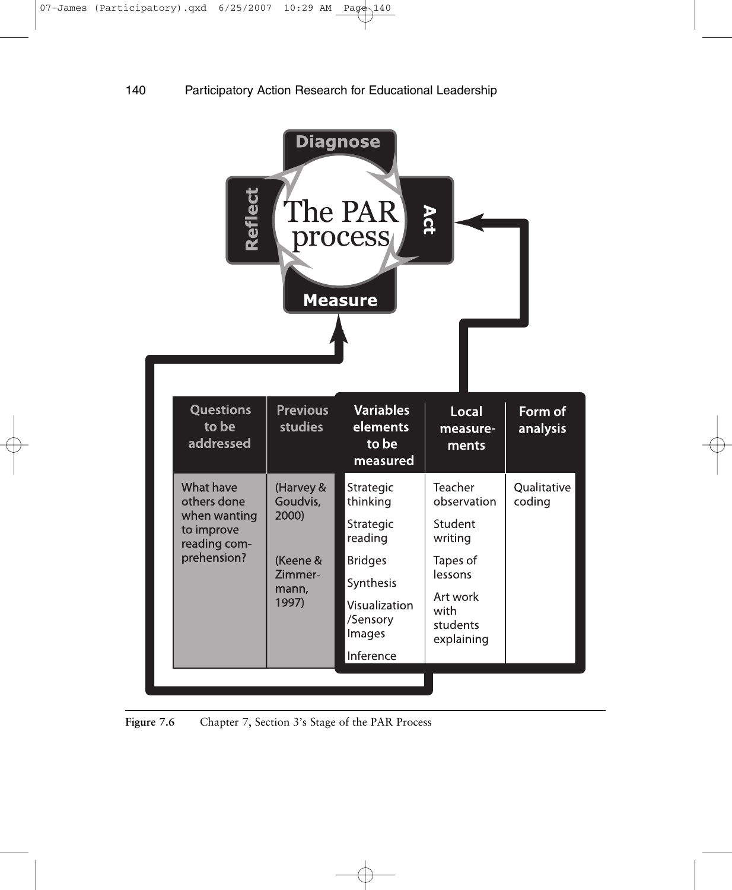The PAR process

Diagnose

Act

Measure

Reflect

| Questions to be addressed | Previous studies | Variables elements to be measured | Local measure-ments | Form of analysis |
| --- | --- | --- | --- | --- |
| What have others done when wanting to improve reading com-prehension? | (Harvey & Goudvis, 2000) (Keene & Zimmer-mann, 1997) | Strategic thinking<br>Strategic reading<br>Bridges<br>Synthesis<br>Visualization /Sensory Images<br>Inference | Teacher observation<br>Student writing<br>Tapes of lessons<br>Art work with students explaining | Qualitative coding |

**Figure 7.6** Chapter 7, Section 3's Stage of the PAR Process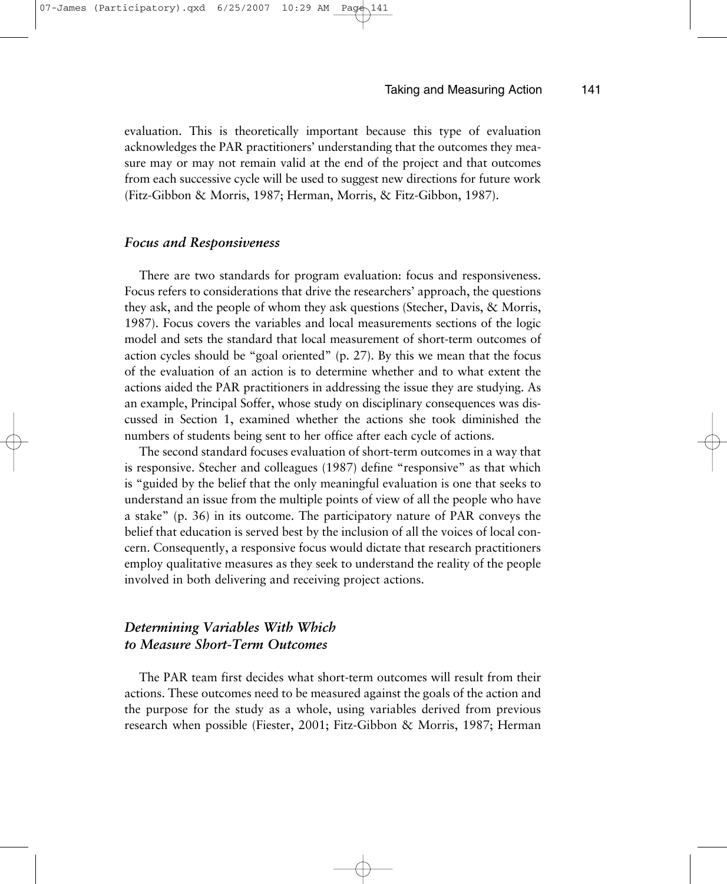evaluation. This is theoretically important because this type of evaluation acknowledges the PAR practitioners' understanding that the outcomes they measure may or may not remain valid at the end of the project and that outcomes from each successive cycle will be used to suggest new directions for future work (Fitz-Gibbon & Morris, 1987; Herman, Morris, & Fitz-Gibbon, 1987).

### *Focus and Responsiveness*

There are two standards for program evaluation: focus and responsiveness. Focus refers to considerations that drive the researchers' approach, the questions they ask, and the people of whom they ask questions (Stecher, Davis, & Morris, 1987). Focus covers the variables and local measurements sections of the logic model and sets the standard that local measurement of short-term outcomes of action cycles should be "goal oriented" (p. 27). By this we mean that the focus of the evaluation of an action is to determine whether and to what extent the actions aided the PAR practitioners in addressing the issue they are studying. As an example, Principal Soffer, whose study on disciplinary consequences was discussed in Section 1, examined whether the actions she took diminished the numbers of students being sent to her office after each cycle of actions.

The second standard focuses evaluation of short-term outcomes in a way that is responsive. Stecher and colleagues (1987) define "responsive" as that which is "guided by the belief that the only meaningful evaluation is one that seeks to understand an issue from the multiple points of view of all the people who have a stake" (p. 36) in its outcome. The participatory nature of PAR conveys the belief that education is served best by the inclusion of all the voices of local concern. Consequently, a responsive focus would dictate that research practitioners employ qualitative measures as they seek to understand the reality of the people involved in both delivering and receiving project actions.

### *Determining Variables With Which to Measure Short-Term Outcomes*

The PAR team first decides what short-term outcomes will result from their actions. These outcomes need to be measured against the goals of the action and the purpose for the study as a whole, using variables derived from previous research when possible (Fiester, 2001; Fitz-Gibbon & Morris, 1987; Herman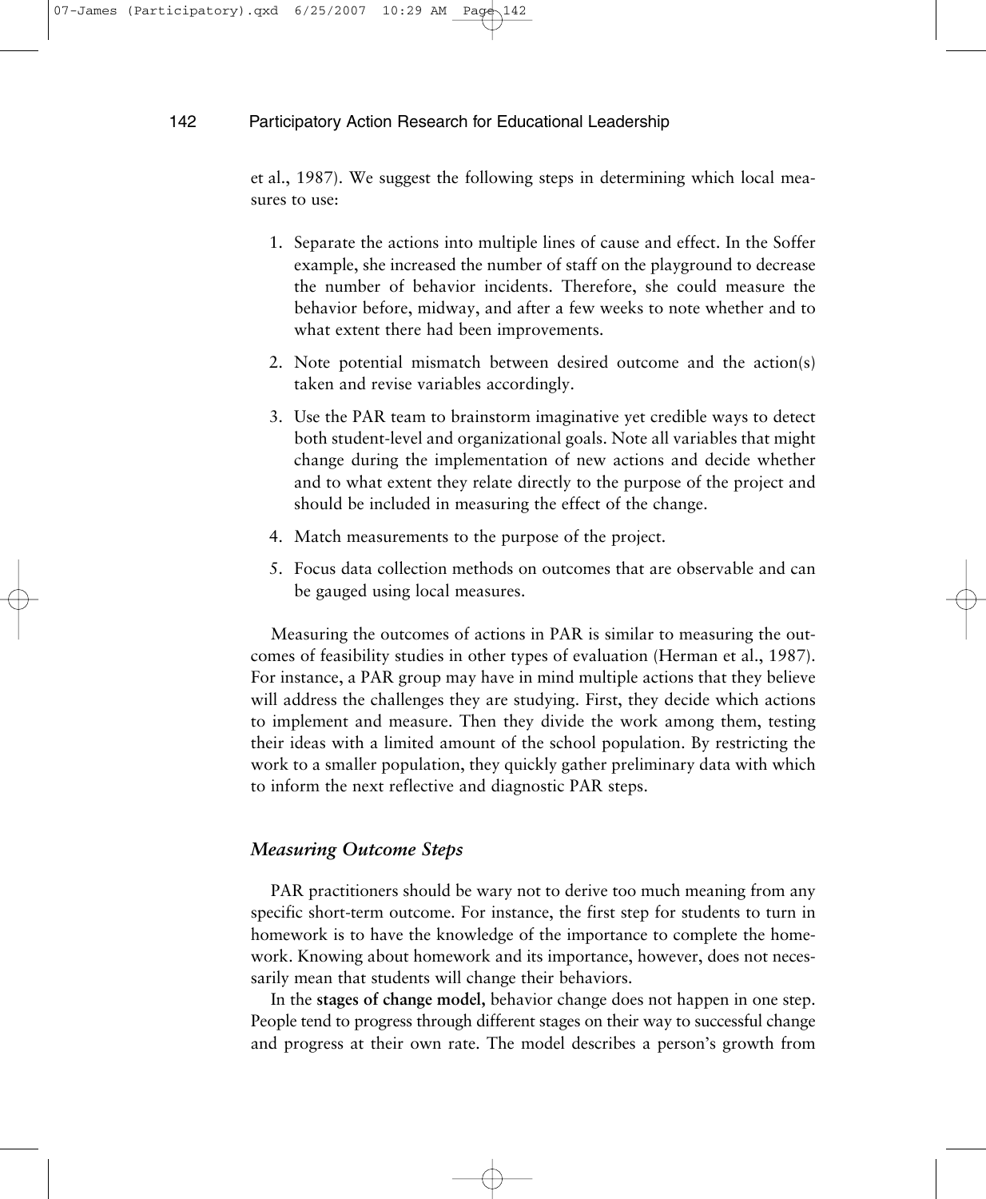et al., 1987). We suggest the following steps in determining which local measures to use:

1. Separate the actions into multiple lines of cause and effect. In the Soffer example, she increased the number of staff on the playground to decrease the number of behavior incidents. Therefore, she could measure the behavior before, midway, and after a few weeks to note whether and to what extent there had been improvements.
2. Note potential mismatch between desired outcome and the action(s) taken and revise variables accordingly.
3. Use the PAR team to brainstorm imaginative yet credible ways to detect both student-level and organizational goals. Note all variables that might change during the implementation of new actions and decide whether and to what extent they relate directly to the purpose of the project and should be included in measuring the effect of the change.
4. Match measurements to the purpose of the project.
5. Focus data collection methods on outcomes that are observable and can be gauged using local measures.

Measuring the outcomes of actions in PAR is similar to measuring the outcomes of feasibility studies in other types of evaluation (Herman et al., 1987). For instance, a PAR group may have in mind multiple actions that they believe will address the challenges they are studying. First, they decide which actions to implement and measure. Then they divide the work among them, testing their ideas with a limited amount of the school population. By restricting the work to a smaller population, they quickly gather preliminary data with which to inform the next reflective and diagnostic PAR steps.

### *Measuring Outcome Steps*

PAR practitioners should be wary not to derive too much meaning from any specific short-term outcome. For instance, the first step for students to turn in homework is to have the knowledge of the importance to complete the homework. Knowing about homework and its importance, however, does not necessarily mean that students will change their behaviors.

In the **stages of change model,** behavior change does not happen in one step. People tend to progress through different stages on their way to successful change and progress at their own rate. The model describes a person's growth from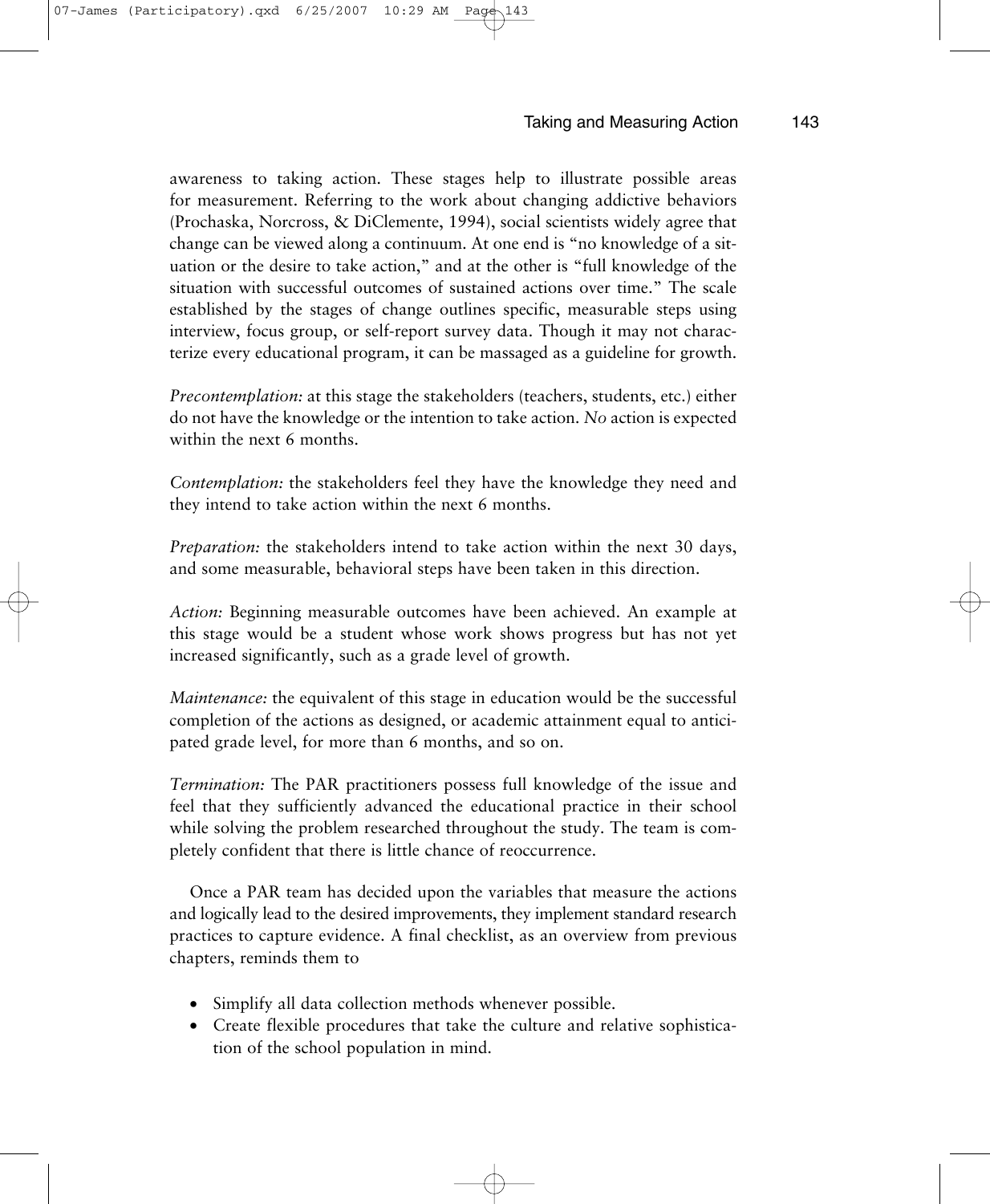awareness to taking action. These stages help to illustrate possible areas for measurement. Referring to the work about changing addictive behaviors (Prochaska, Norcross, & DiClemente, 1994), social scientists widely agree that change can be viewed along a continuum. At one end is "no knowledge of a situation or the desire to take action," and at the other is "full knowledge of the situation with successful outcomes of sustained actions over time." The scale established by the stages of change outlines specific, measurable steps using interview, focus group, or self-report survey data. Though it may not characterize every educational program, it can be massaged as a guideline for growth.

*Precontemplation:* at this stage the stakeholders (teachers, students, etc.) either do not have the knowledge or the intention to take action. *No* action is expected within the next 6 months.

*Contemplation:* the stakeholders feel they have the knowledge they need and they intend to take action within the next 6 months.

*Preparation:* the stakeholders intend to take action within the next 30 days, and some measurable, behavioral steps have been taken in this direction.

*Action:* Beginning measurable outcomes have been achieved. An example at this stage would be a student whose work shows progress but has not yet increased significantly, such as a grade level of growth.

*Maintenance:* the equivalent of this stage in education would be the successful completion of the actions as designed, or academic attainment equal to anticipated grade level, for more than 6 months, and so on.

*Termination:* The PAR practitioners possess full knowledge of the issue and feel that they sufficiently advanced the educational practice in their school while solving the problem researched throughout the study. The team is completely confident that there is little chance of reoccurrence.

Once a PAR team has decided upon the variables that measure the actions and logically lead to the desired improvements, they implement standard research practices to capture evidence. A final checklist, as an overview from previous chapters, reminds them to

- Simplify all data collection methods whenever possible.
- Create flexible procedures that take the culture and relative sophistication of the school population in mind.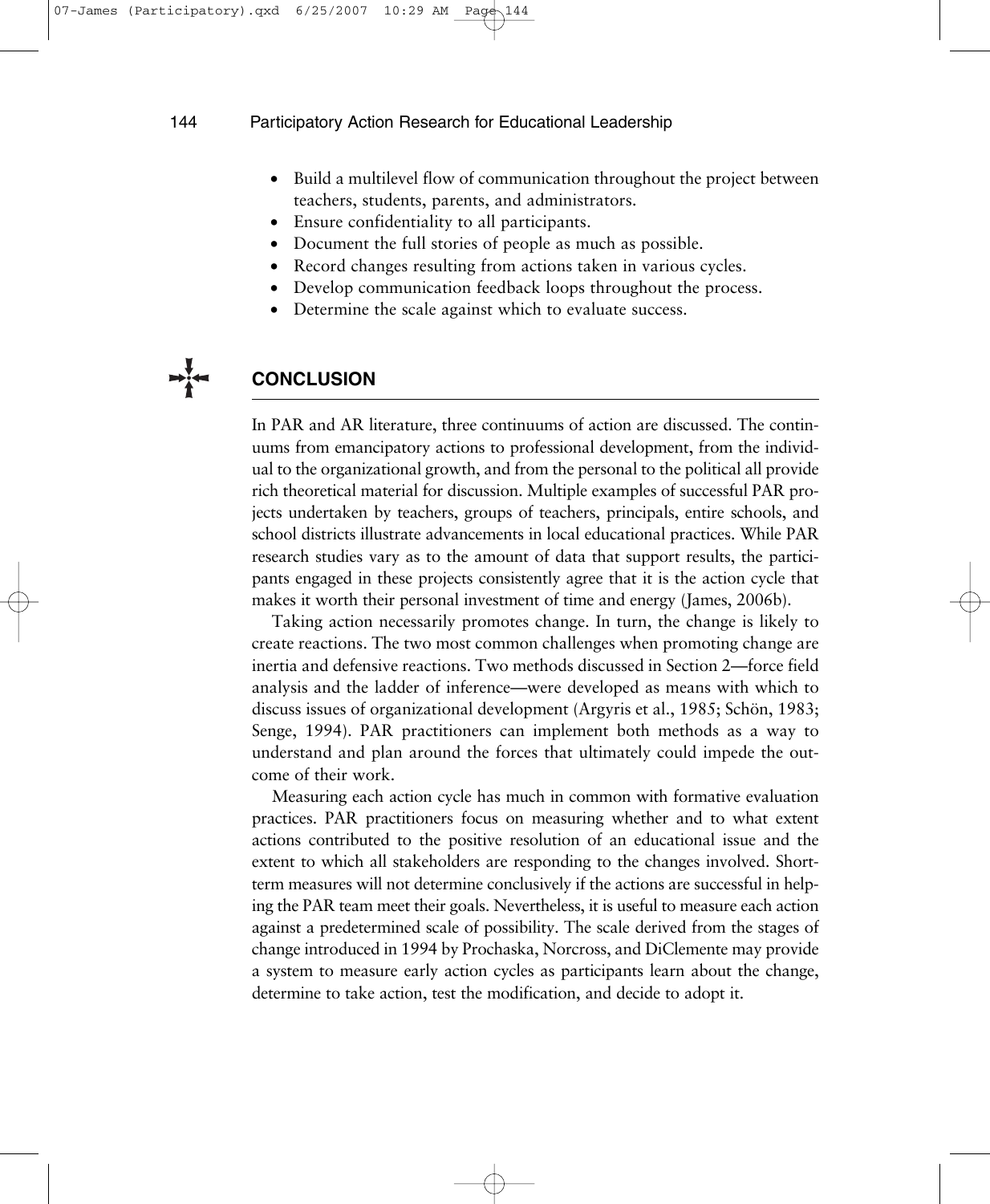- Build a multilevel flow of communication throughout the project between teachers, students, parents, and administrators.
- Ensure confidentiality to all participants.
- Document the full stories of people as much as possible.
- Record changes resulting from actions taken in various cycles.
- Develop communication feedback loops throughout the process.
- Determine the scale against which to evaluate success.

## CONCLUSION

In PAR and AR literature, three continuums of action are discussed. The continuums from emancipatory actions to professional development, from the individual to the organizational growth, and from the personal to the political all provide rich theoretical material for discussion. Multiple examples of successful PAR projects undertaken by teachers, groups of teachers, principals, entire schools, and school districts illustrate advancements in local educational practices. While PAR research studies vary as to the amount of data that support results, the participants engaged in these projects consistently agree that it is the action cycle that makes it worth their personal investment of time and energy (James, 2006b).

Taking action necessarily promotes change. In turn, the change is likely to create reactions. The two most common challenges when promoting change are inertia and defensive reactions. Two methods discussed in Section 2—force field analysis and the ladder of inference—were developed as means with which to discuss issues of organizational development (Argyris et al., 1985; Schön, 1983; Senge, 1994). PAR practitioners can implement both methods as a way to understand and plan around the forces that ultimately could impede the outcome of their work.

Measuring each action cycle has much in common with formative evaluation practices. PAR practitioners focus on measuring whether and to what extent actions contributed to the positive resolution of an educational issue and the extent to which all stakeholders are responding to the changes involved. Short-term measures will not determine conclusively if the actions are successful in helping the PAR team meet their goals. Nevertheless, it is useful to measure each action against a predetermined scale of possibility. The scale derived from the stages of change introduced in 1994 by Prochaska, Norcross, and DiClemente may provide a system to measure early action cycles as participants learn about the change, determine to take action, test the modification, and decide to adopt it.